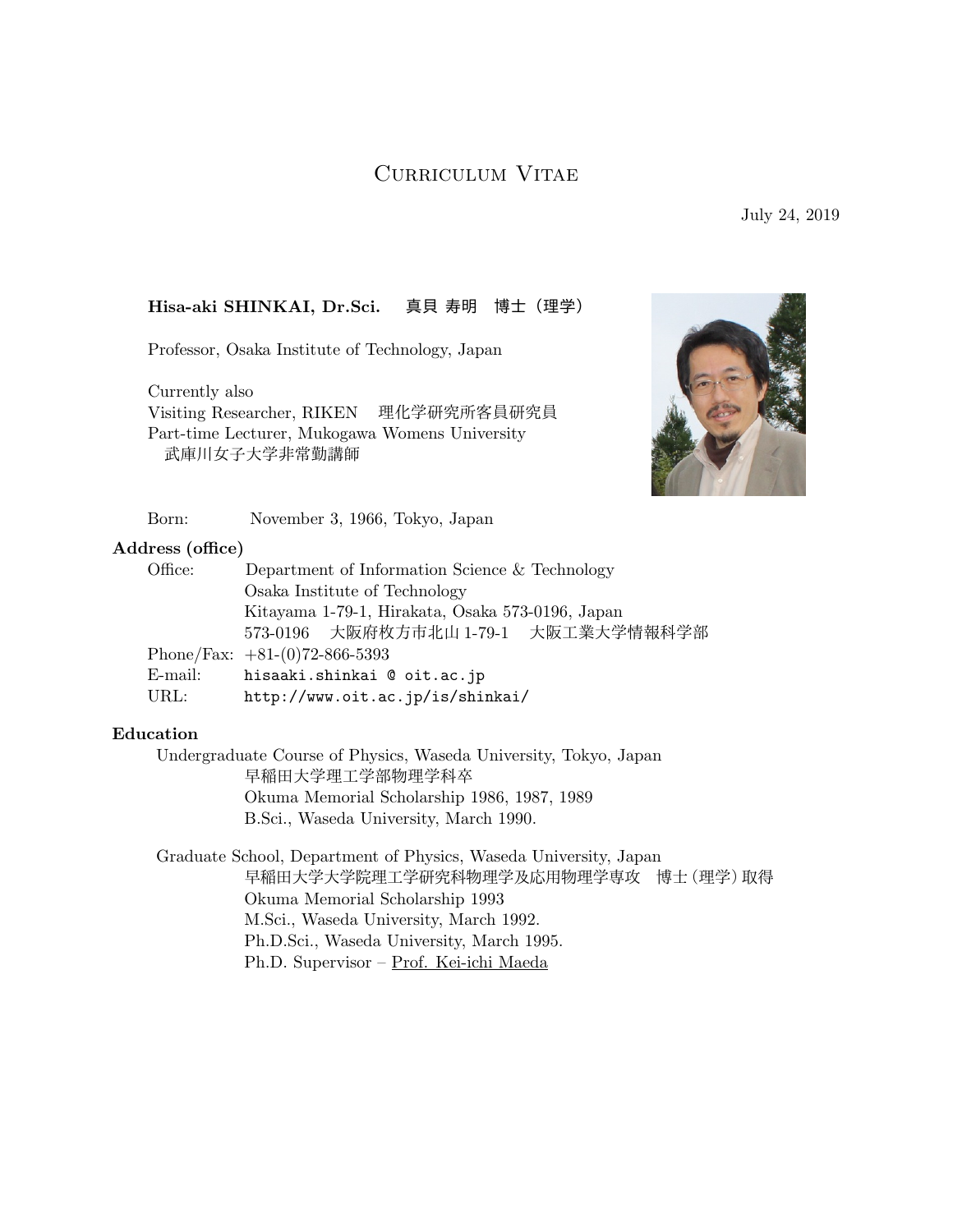# Curriculum Vitae

July 24, 2019

**Hisa-aki SHINKAI, Dr.Sci.　真貝 寿明　博士（理学）**

Professor, Osaka Institute of Technology, Japan

Currently also
Visiting Researcher, RIKEN　理化学研究所客員研究員
Part-time Lecturer, Mukogawa Womens University
　武庫川女子大学非常勤講師

Born: November 3, 1966, Tokyo, Japan

## Address (office)

Office: Department of Information Science & Technology
Osaka Institute of Technology
Kitayama 1-79-1, Hirakata, Osaka 573-0196, Japan
573-0196　大阪府枚方市北山 1-79-1　大阪工業大学情報科学部

Phone/Fax: +81-(0)72-866-5393
E-mail: `hisaaki.shinkai @ oit.ac.jp`
URL: `http://www.oit.ac.jp/is/shinkai/`

## Education

Undergraduate Course of Physics, Waseda University, Tokyo, Japan
早稲田大学理工学部物理学科卒
Okuma Memorial Scholarship 1986, 1987, 1989
B.Sci., Waseda University, March 1990.

Graduate School, Department of Physics, Waseda University, Japan
早稲田大学大学院理工学研究科物理学及応用物理学専攻　博士（理学）取得
Okuma Memorial Scholarship 1993
M.Sci., Waseda University, March 1992.
Ph.D.Sci., Waseda University, March 1995.
Ph.D. Supervisor – Prof. Kei-ichi Maeda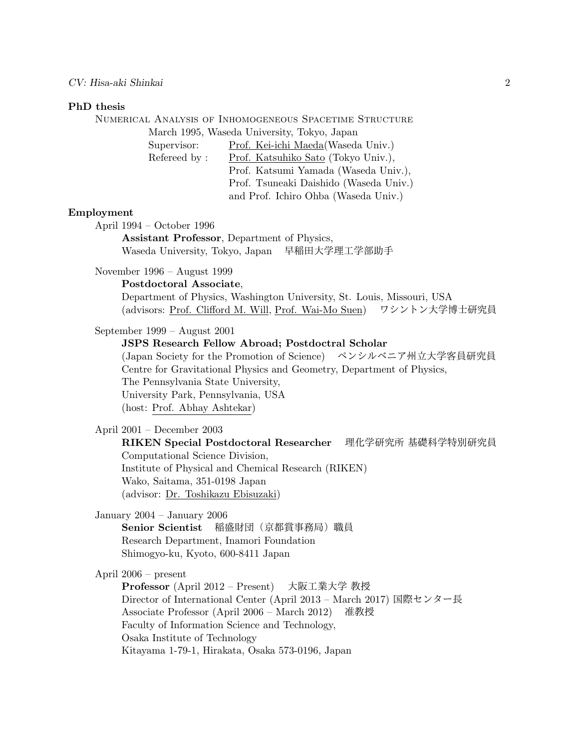## PhD thesis

NUMERICAL ANALYSIS OF INHOMOGENEOUS SPACETIME STRUCTURE

March 1995, Waseda University, Tokyo, Japan

Supervisor: Prof. Kei-ichi Maeda(Waseda Univ.)

Refereed by : Prof. Katsuhiko Sato (Tokyo Univ.), Prof. Katsumi Yamada (Waseda Univ.), Prof. Tsuneaki Daishido (Waseda Univ.) and Prof. Ichiro Ohba (Waseda Univ.)

## Employment

April 1994 – October 1996

**Assistant Professor**, Department of Physics,
Waseda University, Tokyo, Japan　早稲田大学理工学部助手

November 1996 – August 1999

**Postdoctoral Associate**,
Department of Physics, Washington University, St. Louis, Missouri, USA
(advisors: Prof. Clifford M. Will, Prof. Wai-Mo Suen)　ワシントン大学博士研究員

September 1999 – August 2001

**JSPS Research Fellow Abroad; Postdoctral Scholar**
(Japan Society for the Promotion of Science)　ペンシルベニア州立大学客員研究員
Centre for Gravitational Physics and Geometry, Department of Physics,
The Pennsylvania State University,
University Park, Pennsylvania, USA
(host: Prof. Abhay Ashtekar)

April 2001 – December 2003

**RIKEN Special Postdoctoral Researcher**　理化学研究所 基礎科学特別研究員
Computational Science Division,
Institute of Physical and Chemical Research (RIKEN)
Wako, Saitama, 351-0198 Japan
(advisor: Dr. Toshikazu Ebisuzaki)

January 2004 – January 2006

**Senior Scientist**　稲盛財団（京都賞事務局）職員
Research Department, Inamori Foundation
Shimogyo-ku, Kyoto, 600-8411 Japan

April 2006 – present

**Professor** (April 2012 – Present)　大阪工業大学 教授
Director of International Center (April 2013 – March 2017) 国際センター長
Associate Professor (April 2006 – March 2012)　准教授
Faculty of Information Science and Technology,
Osaka Institute of Technology
Kitayama 1-79-1, Hirakata, Osaka 573-0196, Japan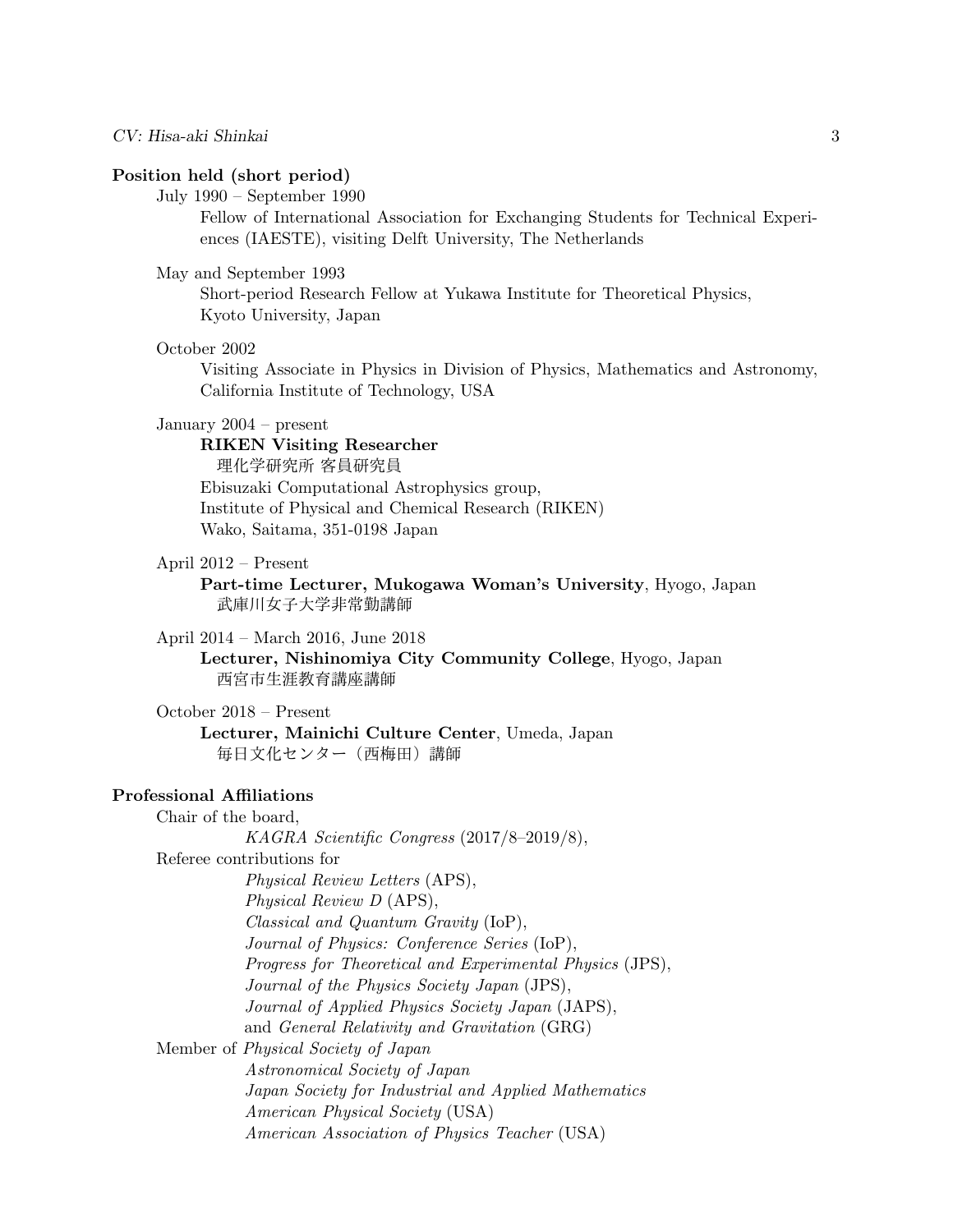### Position held (short period)

July 1990 – September 1990
: Fellow of International Association for Exchanging Students for Technical Experiences (IAESTE), visiting Delft University, The Netherlands

May and September 1993
: Short-period Research Fellow at Yukawa Institute for Theoretical Physics, Kyoto University, Japan

October 2002
: Visiting Associate in Physics in Division of Physics, Mathematics and Astronomy, California Institute of Technology, USA

January 2004 – present
: **RIKEN Visiting Researcher**
  理化学研究所 客員研究員
  Ebisuzaki Computational Astrophysics group,
  Institute of Physical and Chemical Research (RIKEN)
  Wako, Saitama, 351-0198 Japan

April 2012 – Present
: **Part-time Lecturer, Mukogawa Woman's University**, Hyogo, Japan
  武庫川女子大学非常勤講師

April 2014 – March 2016, June 2018
: **Lecturer, Nishinomiya City Community College**, Hyogo, Japan
  西宮市生涯教育講座講師

October 2018 – Present
: **Lecturer, Mainichi Culture Center**, Umeda, Japan
  毎日文化センター（西梅田）講師

### Professional Affiliations

Chair of the board,
: *KAGRA Scientific Congress* (2017/8–2019/8),

Referee contributions for
: *Physical Review Letters* (APS),
  *Physical Review D* (APS),
  *Classical and Quantum Gravity* (IoP),
  *Journal of Physics: Conference Series* (IoP),
  *Progress for Theoretical and Experimental Physics* (JPS),
  *Journal of the Physics Society Japan* (JPS),
  *Journal of Applied Physics Society Japan* (JAPS),
  and *General Relativity and Gravitation* (GRG)

Member of *Physical Society of Japan*
: *Astronomical Society of Japan*
  *Japan Society for Industrial and Applied Mathematics*
  *American Physical Society* (USA)
  *American Association of Physics Teacher* (USA)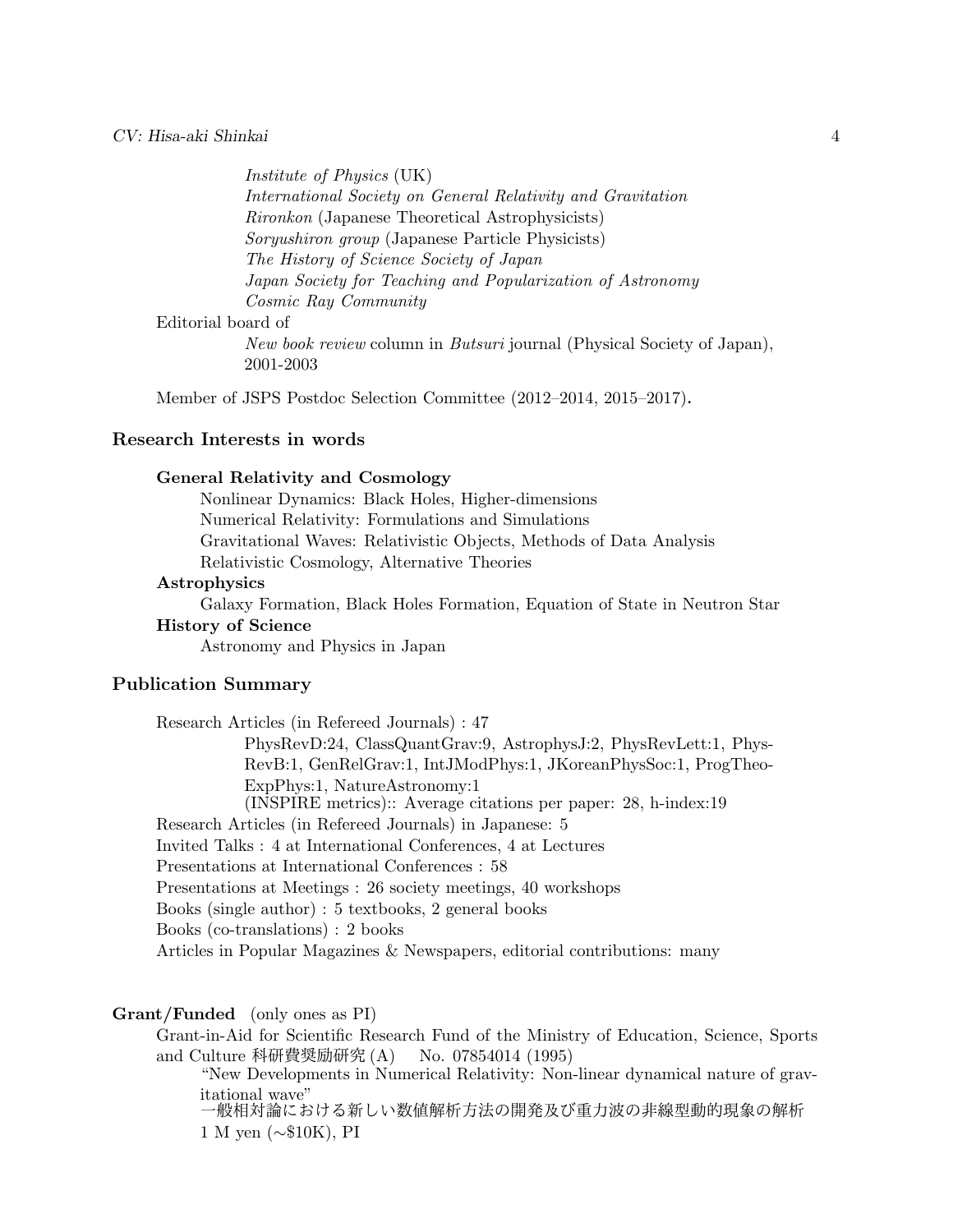*Institute of Physics* (UK)
*International Society on General Relativity and Gravitation*
*Rironkon* (Japanese Theoretical Astrophysicists)
*Soryushiron group* (Japanese Particle Physicists)
*The History of Science Society of Japan*
*Japan Society for Teaching and Popularization of Astronomy*
*Cosmic Ray Community*

Editorial board of

*New book review* column in *Butsuri* journal (Physical Society of Japan), 2001-2003

Member of JSPS Postdoc Selection Committee (2012–2014, 2015–2017).

## Research Interests in words

**General Relativity and Cosmology**

Nonlinear Dynamics: Black Holes, Higher-dimensions
Numerical Relativity: Formulations and Simulations
Gravitational Waves: Relativistic Objects, Methods of Data Analysis
Relativistic Cosmology, Alternative Theories

**Astrophysics**

Galaxy Formation, Black Holes Formation, Equation of State in Neutron Star

**History of Science**

Astronomy and Physics in Japan

## Publication Summary

Research Articles (in Refereed Journals) : 47

PhysRevD:24, ClassQuantGrav:9, AstrophysJ:2, PhysRevLett:1, PhysRevB:1, GenRelGrav:1, IntJModPhys:1, JKoreanPhysSoc:1, ProgTheoExpPhys:1, NatureAstronomy:1
(INSPIRE metrics):: Average citations per paper: 28, h-index:19

Research Articles (in Refereed Journals) in Japanese: 5
Invited Talks : 4 at International Conferences, 4 at Lectures
Presentations at International Conferences : 58
Presentations at Meetings : 26 society meetings, 40 workshops
Books (single author) : 5 textbooks, 2 general books
Books (co-translations) : 2 books
Articles in Popular Magazines & Newspapers, editorial contributions: many

## Grant/Funded (only ones as PI)

Grant-in-Aid for Scientific Research Fund of the Ministry of Education, Science, Sports and Culture 科研費奨励研究 (A) No. 07854014 (1995)

"New Developments in Numerical Relativity: Non-linear dynamical nature of gravitational wave"
一般相対論における新しい数値解析方法の開発及び重力波の非線型動的現象の解析
1 M yen (∼\$10K), PI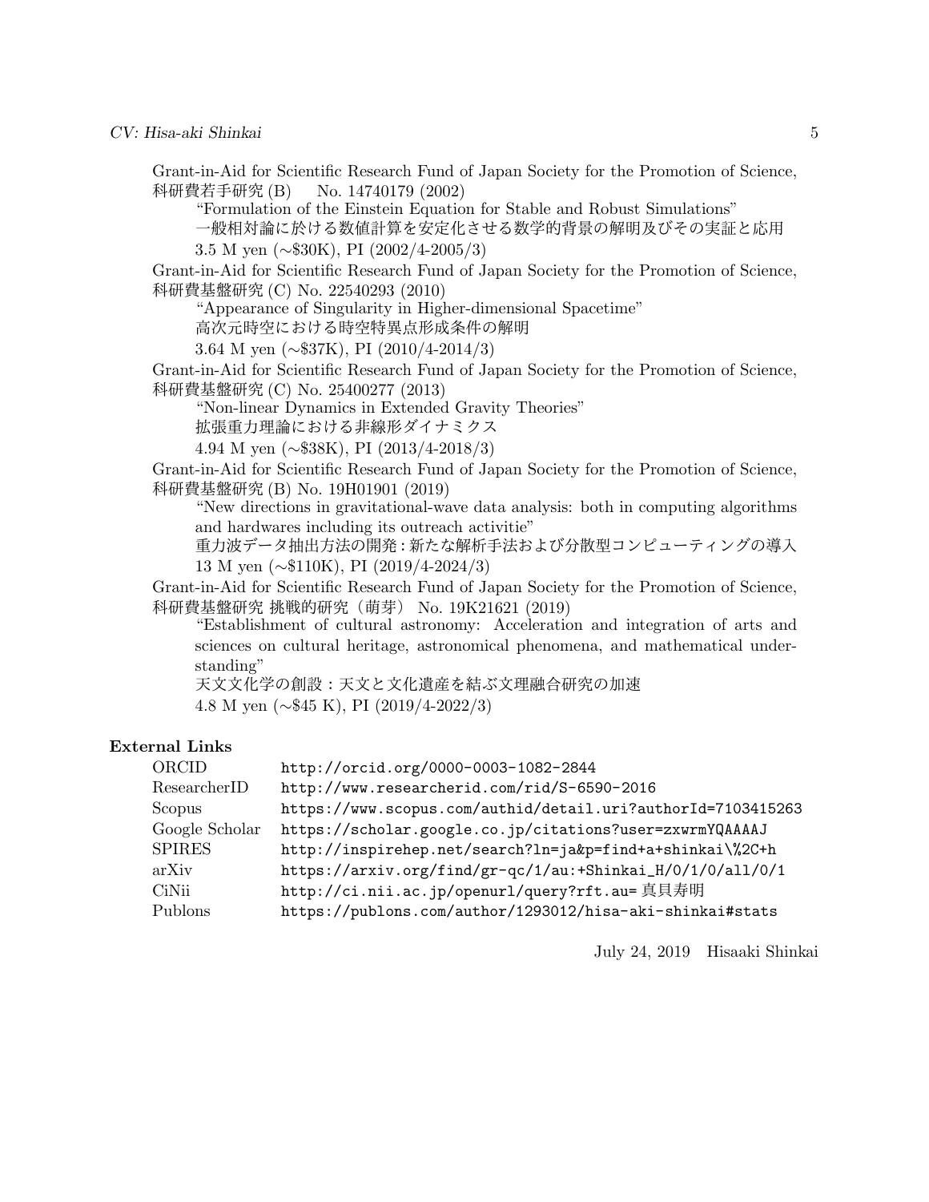Grant-in-Aid for Scientific Research Fund of Japan Society for the Promotion of Science, 科研費若手研究 (B) No. 14740179 (2002)

"Formulation of the Einstein Equation for Stable and Robust Simulations"
一般相対論に於ける数値計算を安定化させる数学的背景の解明及びその実証と応用
3.5 M yen (∼$30K), PI (2002/4-2005/3)

Grant-in-Aid for Scientific Research Fund of Japan Society for the Promotion of Science, 科研費基盤研究 (C) No. 22540293 (2010)

"Appearance of Singularity in Higher-dimensional Spacetime"
高次元時空における時空特異点形成条件の解明
3.64 M yen (∼$37K), PI (2010/4-2014/3)

Grant-in-Aid for Scientific Research Fund of Japan Society for the Promotion of Science, 科研費基盤研究 (C) No. 25400277 (2013)

"Non-linear Dynamics in Extended Gravity Theories"
拡張重力理論における非線形ダイナミクス
4.94 M yen (∼$38K), PI (2013/4-2018/3)

Grant-in-Aid for Scientific Research Fund of Japan Society for the Promotion of Science, 科研費基盤研究 (B) No. 19H01901 (2019)

"New directions in gravitational-wave data analysis: both in computing algorithms and hardwares including its outreach activitie"
重力波データ抽出方法の開発:新たな解析手法および分散型コンピューティングの導入
13 M yen (∼$110K), PI (2019/4-2024/3)

Grant-in-Aid for Scientific Research Fund of Japan Society for the Promotion of Science, 科研費基盤研究 挑戦的研究（萌芽） No. 19K21621 (2019)

"Establishment of cultural astronomy: Acceleration and integration of arts and sciences on cultural heritage, astronomical phenomena, and mathematical understanding"
天文文化学の創設：天文と文化遺産を結ぶ文理融合研究の加速
4.8 M yen (∼$45 K), PI (2019/4-2022/3)

**External Links**

| | |
|---|---|
| ORCID | `http://orcid.org/0000-0003-1082-2844` |
| ResearcherID | `http://www.researcherid.com/rid/S-6590-2016` |
| Scopus | `https://www.scopus.com/authid/detail.uri?authorId=7103415263` |
| Google Scholar | `https://scholar.google.co.jp/citations?user=zxwrmYQAAAAJ` |
| SPIRES | `http://inspirehep.net/search?ln=ja&p=find+a+shinkai\%2C+h` |
| arXiv | `https://arxiv.org/find/gr-qc/1/au:+Shinkai_H/0/1/0/all/0/1` |
| CiNii | `http://ci.nii.ac.jp/openurl/query?rft.au=真貝寿明` |
| Publons | `https://publons.com/author/1293012/hisa-aki-shinkai#stats` |

July 24, 2019 Hisaaki Shinkai